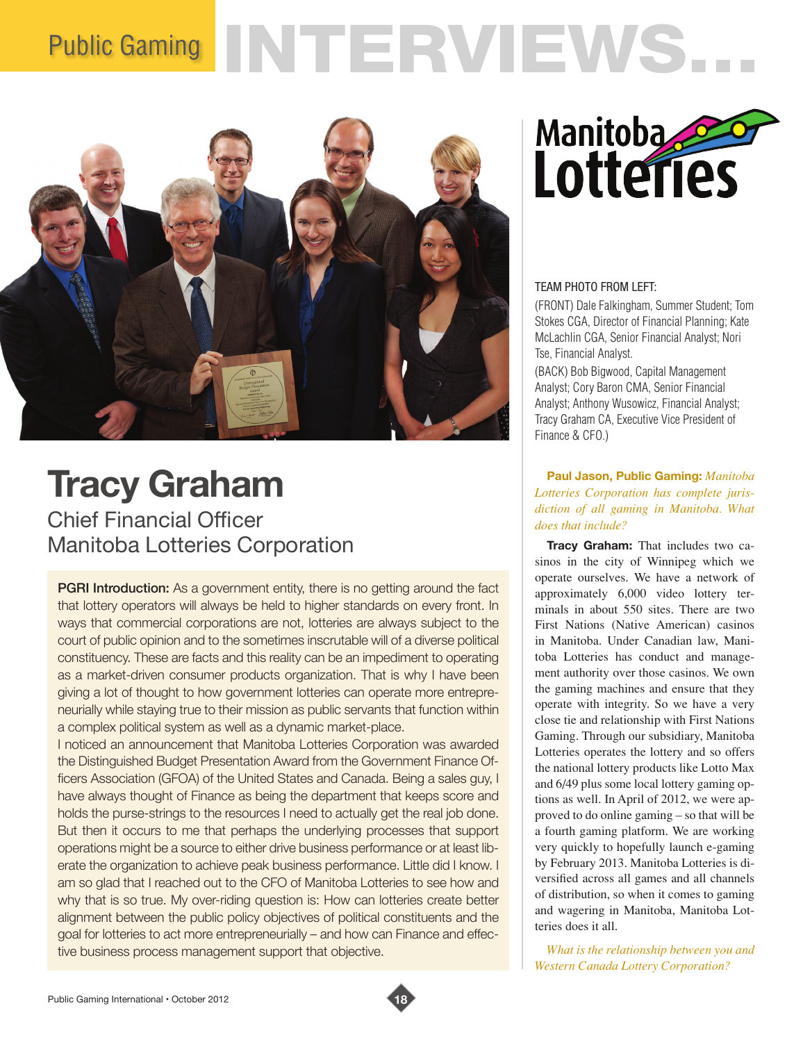# Public Gaming INTERVIEWS...

## Tracy Graham

### Chief Financial Officer
### Manitoba Lotteries Corporation

**PGRI Introduction:** As a government entity, there is no getting around the fact that lottery operators will always be held to higher standards on every front. In ways that commercial corporations are not, lotteries are always subject to the court of public opinion and to the sometimes inscrutable will of a diverse political constituency. These are facts and this reality can be an impediment to operating as a market-driven consumer products organization. That is why I have been giving a lot of thought to how government lotteries can operate more entrepreneurially while staying true to their mission as public servants that function within a complex political system as well as a dynamic market-place.

I noticed an announcement that Manitoba Lotteries Corporation was awarded the Distinguished Budget Presentation Award from the Government Finance Officers Association (GFOA) of the United States and Canada. Being a sales guy, I have always thought of Finance as being the department that keeps score and holds the purse-strings to the resources I need to actually get the real job done. But then it occurs to me that perhaps the underlying processes that support operations might be a source to either drive business performance or at least liberate the organization to achieve peak business performance. Little did I know. I am so glad that I reached out to the CFO of Manitoba Lotteries to see how and why that is so true. My over-riding question is: How can lotteries create better alignment between the public policy objectives of political constituents and the goal for lotteries to act more entrepreneurially – and how can Finance and effective business process management support that objective.

TEAM PHOTO FROM LEFT:

(FRONT) Dale Falkingham, Summer Student; Tom Stokes CGA, Director of Financial Planning; Kate McLachlin CGA, Senior Financial Analyst; Nori Tse, Financial Analyst.

(BACK) Bob Bigwood, Capital Management Analyst; Cory Baron CMA, Senior Financial Analyst; Anthony Wusowicz, Financial Analyst; Tracy Graham CA, Executive Vice President of Finance & CFO.)

**Paul Jason, Public Gaming:** *Manitoba Lotteries Corporation has complete jurisdiction of all gaming in Manitoba. What does that include?*

**Tracy Graham:** That includes two casinos in the city of Winnipeg which we operate ourselves. We have a network of approximately 6,000 video lottery terminals in about 550 sites. There are two First Nations (Native American) casinos in Manitoba. Under Canadian law, Manitoba Lotteries has conduct and management authority over those casinos. We own the gaming machines and ensure that they operate with integrity. So we have a very close tie and relationship with First Nations Gaming. Through our subsidiary, Manitoba Lotteries operates the lottery and so offers the national lottery products like Lotto Max and 6/49 plus some local lottery gaming options as well. In April of 2012, we were approved to do online gaming – so that will be a fourth gaming platform. We are working very quickly to hopefully launch e-gaming by February 2013. Manitoba Lotteries is diversified across all games and all channels of distribution, so when it comes to gaming and wagering in Manitoba, Manitoba Lotteries does it all.

*What is the relationship between you and Western Canada Lottery Corporation?*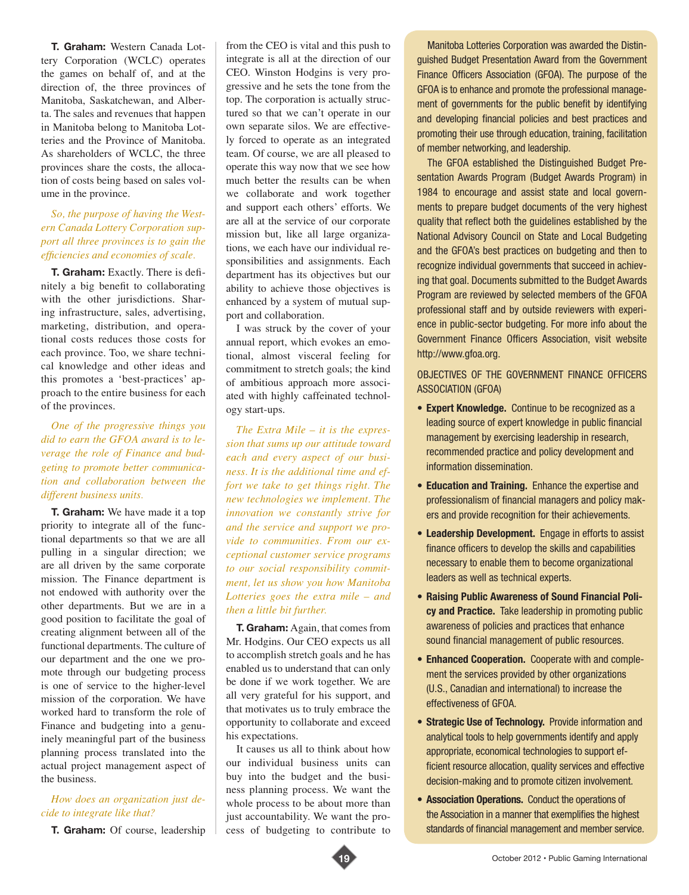**T. Graham:** Western Canada Lottery Corporation (WCLC) operates the games on behalf of, and at the direction of, the three provinces of Manitoba, Saskatchewan, and Alberta. The sales and revenues that happen in Manitoba belong to Manitoba Lotteries and the Province of Manitoba. As shareholders of WCLC, the three provinces share the costs, the allocation of costs being based on sales volume in the province.

*So, the purpose of having the Western Canada Lottery Corporation support all three provinces is to gain the efficiencies and economies of scale.*

**T. Graham:** Exactly. There is definitely a big benefit to collaborating with the other jurisdictions. Sharing infrastructure, sales, advertising, marketing, distribution, and operational costs reduces those costs for each province. Too, we share technical knowledge and other ideas and this promotes a 'best-practices' approach to the entire business for each of the provinces.

*One of the progressive things you did to earn the GFOA award is to leverage the role of Finance and budgeting to promote better communication and collaboration between the different business units.*

**T. Graham:** We have made it a top priority to integrate all of the functional departments so that we are all pulling in a singular direction; we are all driven by the same corporate mission. The Finance department is not endowed with authority over the other departments. But we are in a good position to facilitate the goal of creating alignment between all of the functional departments. The culture of our department and the one we promote through our budgeting process is one of service to the higher-level mission of the corporation. We have worked hard to transform the role of Finance and budgeting into a genuinely meaningful part of the business planning process translated into the actual project management aspect of the business.

*How does an organization just decide to integrate like that?*

**T. Graham:** Of course, leadership from the CEO is vital and this push to integrate is all at the direction of our CEO. Winston Hodgins is very progressive and he sets the tone from the top. The corporation is actually structured so that we can't operate in our own separate silos. We are effectively forced to operate as an integrated team. Of course, we are all pleased to operate this way now that we see how much better the results can be when we collaborate and work together and support each others' efforts. We are all at the service of our corporate mission but, like all large organizations, we each have our individual responsibilities and assignments. Each department has its objectives but our ability to achieve those objectives is enhanced by a system of mutual support and collaboration.

I was struck by the cover of your annual report, which evokes an emotional, almost visceral feeling for commitment to stretch goals; the kind of ambitious approach more associated with highly caffeinated technology start-ups.

*The Extra Mile – it is the expression that sums up our attitude toward each and every aspect of our business. It is the additional time and effort we take to get things right. The new technologies we implement. The innovation we constantly strive for and the service and support we provide to communities. From our exceptional customer service programs to our social responsibility commitment, let us show you how Manitoba Lotteries goes the extra mile – and then a little bit further.*

**T. Graham:** Again, that comes from Mr. Hodgins. Our CEO expects us all to accomplish stretch goals and he has enabled us to understand that can only be done if we work together. We are all very grateful for his support, and that motivates us to truly embrace the opportunity to collaborate and exceed his expectations.

It causes us all to think about how our individual business units can buy into the budget and the business planning process. We want the whole process to be about more than just accountability. We want the process of budgeting to contribute to

---

Manitoba Lotteries Corporation was awarded the Distinguished Budget Presentation Award from the Government Finance Officers Association (GFOA). The purpose of the GFOA is to enhance and promote the professional management of governments for the public benefit by identifying and developing financial policies and best practices and promoting their use through education, training, facilitation of member networking, and leadership.

The GFOA established the Distinguished Budget Presentation Awards Program (Budget Awards Program) in 1984 to encourage and assist state and local governments to prepare budget documents of the very highest quality that reflect both the guidelines established by the National Advisory Council on State and Local Budgeting and the GFOA's best practices on budgeting and then to recognize individual governments that succeed in achieving that goal. Documents submitted to the Budget Awards Program are reviewed by selected members of the GFOA professional staff and by outside reviewers with experience in public-sector budgeting. For more info about the Government Finance Officers Association, visit website http://www.gfoa.org.

OBJECTIVES OF THE GOVERNMENT FINANCE OFFICERS ASSOCIATION (GFOA)

- **Expert Knowledge.** Continue to be recognized as a leading source of expert knowledge in public financial management by exercising leadership in research, recommended practice and policy development and information dissemination.
- **Education and Training.** Enhance the expertise and professionalism of financial managers and policy makers and provide recognition for their achievements.
- **Leadership Development.** Engage in efforts to assist finance officers to develop the skills and capabilities necessary to enable them to become organizational leaders as well as technical experts.
- **Raising Public Awareness of Sound Financial Policy and Practice.** Take leadership in promoting public awareness of policies and practices that enhance sound financial management of public resources.
- **Enhanced Cooperation.** Cooperate with and complement the services provided by other organizations (U.S., Canadian and international) to increase the effectiveness of GFOA.
- **Strategic Use of Technology.** Provide information and analytical tools to help governments identify and apply appropriate, economical technologies to support efficient resource allocation, quality services and effective decision-making and to promote citizen involvement.
- **Association Operations.** Conduct the operations of the Association in a manner that exemplifies the highest standards of financial management and member service.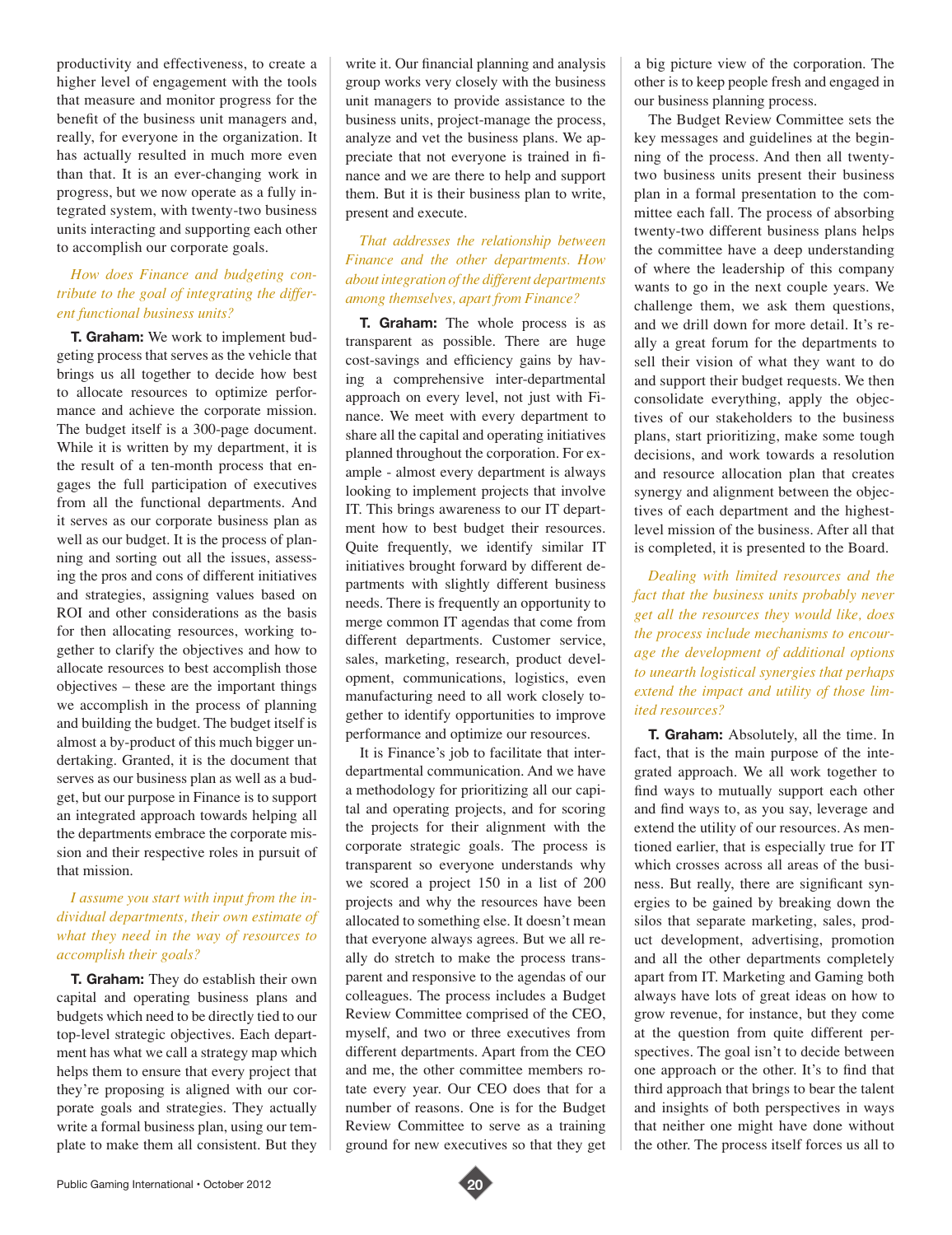productivity and effectiveness, to create a higher level of engagement with the tools that measure and monitor progress for the benefit of the business unit managers and, really, for everyone in the organization. It has actually resulted in much more even than that. It is an ever-changing work in progress, but we now operate as a fully integrated system, with twenty-two business units interacting and supporting each other to accomplish our corporate goals.

*How does Finance and budgeting contribute to the goal of integrating the different functional business units?*

**T. Graham:** We work to implement budgeting process that serves as the vehicle that brings us all together to decide how best to allocate resources to optimize performance and achieve the corporate mission. The budget itself is a 300-page document. While it is written by my department, it is the result of a ten-month process that engages the full participation of executives from all the functional departments. And it serves as our corporate business plan as well as our budget. It is the process of planning and sorting out all the issues, assessing the pros and cons of different initiatives and strategies, assigning values based on ROI and other considerations as the basis for then allocating resources, working together to clarify the objectives and how to allocate resources to best accomplish those objectives – these are the important things we accomplish in the process of planning and building the budget. The budget itself is almost a by-product of this much bigger undertaking. Granted, it is the document that serves as our business plan as well as a budget, but our purpose in Finance is to support an integrated approach towards helping all the departments embrace the corporate mission and their respective roles in pursuit of that mission.

*I assume you start with input from the individual departments, their own estimate of what they need in the way of resources to accomplish their goals?*

**T. Graham:** They do establish their own capital and operating business plans and budgets which need to be directly tied to our top-level strategic objectives. Each department has what we call a strategy map which helps them to ensure that every project that they're proposing is aligned with our corporate goals and strategies. They actually write a formal business plan, using our template to make them all consistent. But they write it. Our financial planning and analysis group works very closely with the business unit managers to provide assistance to the business units, project-manage the process, analyze and vet the business plans. We appreciate that not everyone is trained in finance and we are there to help and support them. But it is their business plan to write, present and execute.

*That addresses the relationship between Finance and the other departments. How about integration of the different departments among themselves, apart from Finance?*

**T. Graham:** The whole process is as transparent as possible. There are huge cost-savings and efficiency gains by having a comprehensive inter-departmental approach on every level, not just with Finance. We meet with every department to share all the capital and operating initiatives planned throughout the corporation. For example - almost every department is always looking to implement projects that involve IT. This brings awareness to our IT department how to best budget their resources. Quite frequently, we identify similar IT initiatives brought forward by different departments with slightly different business needs. There is frequently an opportunity to merge common IT agendas that come from different departments. Customer service, sales, marketing, research, product development, communications, logistics, even manufacturing need to all work closely together to identify opportunities to improve performance and optimize our resources.

It is Finance's job to facilitate that inter-departmental communication. And we have a methodology for prioritizing all our capital and operating projects, and for scoring the projects for their alignment with the corporate strategic goals. The process is transparent so everyone understands why we scored a project 150 in a list of 200 projects and why the resources have been allocated to something else. It doesn't mean that everyone always agrees. But we all really do stretch to make the process transparent and responsive to the agendas of our colleagues. The process includes a Budget Review Committee comprised of the CEO, myself, and two or three executives from different departments. Apart from the CEO and me, the other committee members rotate every year. Our CEO does that for a number of reasons. One is for the Budget Review Committee to serve as a training ground for new executives so that they get a big picture view of the corporation. The other is to keep people fresh and engaged in our business planning process.

The Budget Review Committee sets the key messages and guidelines at the beginning of the process. And then all twenty-two business units present their business plan in a formal presentation to the committee each fall. The process of absorbing twenty-two different business plans helps the committee have a deep understanding of where the leadership of this company wants to go in the next couple years. We challenge them, we ask them questions, and we drill down for more detail. It's really a great forum for the departments to sell their vision of what they want to do and support their budget requests. We then consolidate everything, apply the objectives of our stakeholders to the business plans, start prioritizing, make some tough decisions, and work towards a resolution and resource allocation plan that creates synergy and alignment between the objectives of each department and the highest-level mission of the business. After all that is completed, it is presented to the Board.

*Dealing with limited resources and the fact that the business units probably never get all the resources they would like, does the process include mechanisms to encourage the development of additional options to unearth logistical synergies that perhaps extend the impact and utility of those limited resources?*

**T. Graham:** Absolutely, all the time. In fact, that is the main purpose of the integrated approach. We all work together to find ways to mutually support each other and find ways to, as you say, leverage and extend the utility of our resources. As mentioned earlier, that is especially true for IT which crosses across all areas of the business. But really, there are significant synergies to be gained by breaking down the silos that separate marketing, sales, product development, advertising, promotion and all the other departments completely apart from IT. Marketing and Gaming both always have lots of great ideas on how to grow revenue, for instance, but they come at the question from quite different perspectives. The goal isn't to decide between one approach or the other. It's to find that third approach that brings to bear the talent and insights of both perspectives in ways that neither one might have done without the other. The process itself forces us all to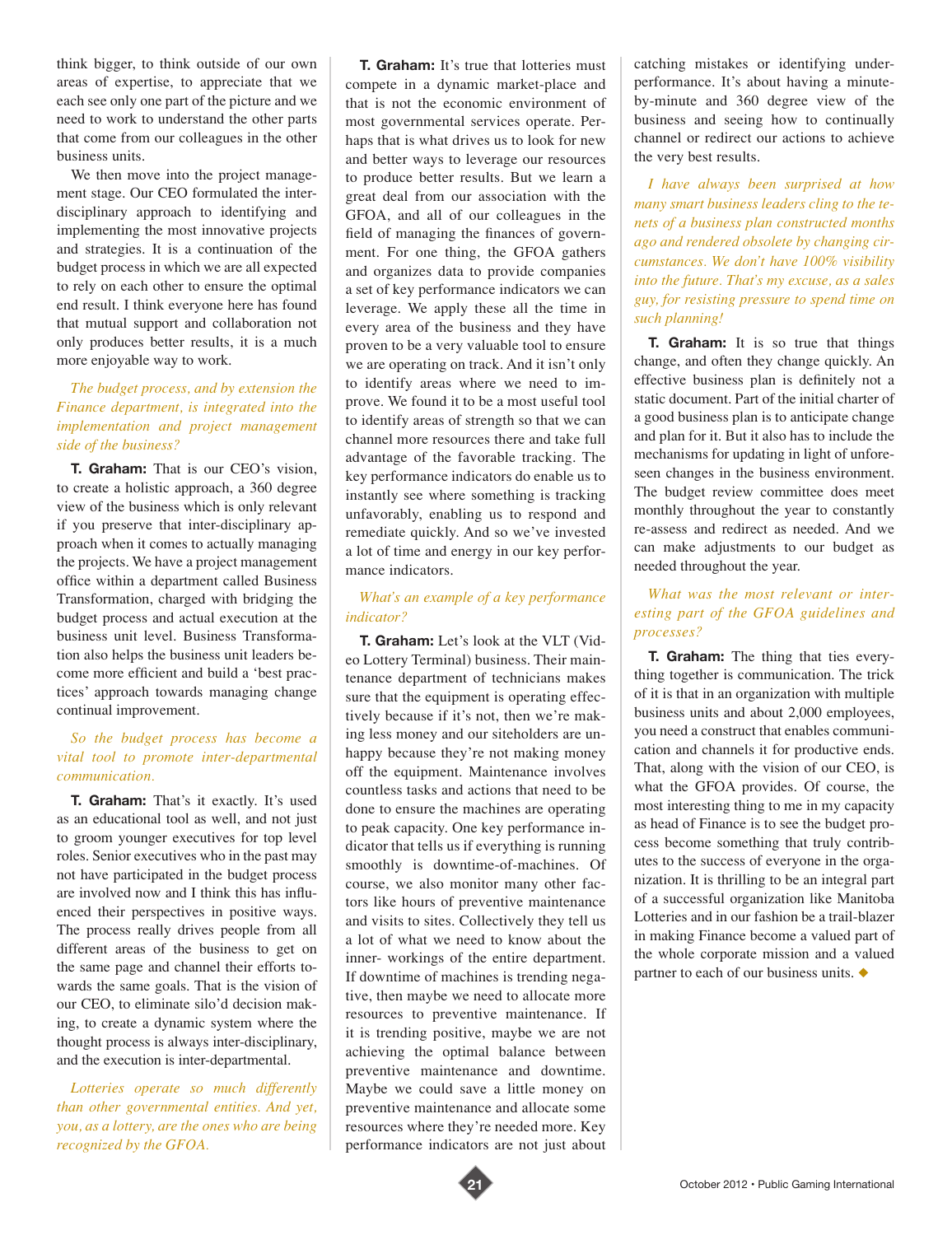think bigger, to think outside of our own areas of expertise, to appreciate that we each see only one part of the picture and we need to work to understand the other parts that come from our colleagues in the other business units.

We then move into the project management stage. Our CEO formulated the inter-disciplinary approach to identifying and implementing the most innovative projects and strategies. It is a continuation of the budget process in which we are all expected to rely on each other to ensure the optimal end result. I think everyone here has found that mutual support and collaboration not only produces better results, it is a much more enjoyable way to work.

*The budget process, and by extension the Finance department, is integrated into the implementation and project management side of the business?*

**T. Graham:** That is our CEO's vision, to create a holistic approach, a 360 degree view of the business which is only relevant if you preserve that inter-disciplinary approach when it comes to actually managing the projects. We have a project management office within a department called Business Transformation, charged with bridging the budget process and actual execution at the business unit level. Business Transformation also helps the business unit leaders become more efficient and build a 'best practices' approach towards managing change continual improvement.

*So the budget process has become a vital tool to promote inter-departmental communication.*

**T. Graham:** That's it exactly. It's used as an educational tool as well, and not just to groom younger executives for top level roles. Senior executives who in the past may not have participated in the budget process are involved now and I think this has influenced their perspectives in positive ways. The process really drives people from all different areas of the business to get on the same page and channel their efforts towards the same goals. That is the vision of our CEO, to eliminate silo'd decision making, to create a dynamic system where the thought process is always inter-disciplinary, and the execution is inter-departmental.

*Lotteries operate so much differently than other governmental entities. And yet, you, as a lottery, are the ones who are being recognized by the GFOA.*

**T. Graham:** It's true that lotteries must compete in a dynamic market-place and that is not the economic environment of most governmental services operate. Perhaps that is what drives us to look for new and better ways to leverage our resources to produce better results. But we learn a great deal from our association with the GFOA, and all of our colleagues in the field of managing the finances of government. For one thing, the GFOA gathers and organizes data to provide companies a set of key performance indicators we can leverage. We apply these all the time in every area of the business and they have proven to be a very valuable tool to ensure we are operating on track. And it isn't only to identify areas where we need to improve. We found it to be a most useful tool to identify areas of strength so that we can channel more resources there and take full advantage of the favorable tracking. The key performance indicators do enable us to instantly see where something is tracking unfavorably, enabling us to respond and remediate quickly. And so we've invested a lot of time and energy in our key performance indicators.

*What's an example of a key performance indicator?*

**T. Graham:** Let's look at the VLT (Video Lottery Terminal) business. Their maintenance department of technicians makes sure that the equipment is operating effectively because if it's not, then we're making less money and our siteholders are unhappy because they're not making money off the equipment. Maintenance involves countless tasks and actions that need to be done to ensure the machines are operating to peak capacity. One key performance indicator that tells us if everything is running smoothly is downtime-of-machines. Of course, we also monitor many other factors like hours of preventive maintenance and visits to sites. Collectively they tell us a lot of what we need to know about the inner- workings of the entire department. If downtime of machines is trending negative, then maybe we need to allocate more resources to preventive maintenance. If it is trending positive, maybe we are not achieving the optimal balance between preventive maintenance and downtime. Maybe we could save a little money on preventive maintenance and allocate some resources where they're needed more. Key performance indicators are not just about catching mistakes or identifying under-performance. It's about having a minute-by-minute and 360 degree view of the business and seeing how to continually channel or redirect our actions to achieve the very best results.

*I have always been surprised at how many smart business leaders cling to the tenets of a business plan constructed months ago and rendered obsolete by changing circumstances. We don't have 100% visibility into the future. That's my excuse, as a sales guy, for resisting pressure to spend time on such planning!*

**T. Graham:** It is so true that things change, and often they change quickly. An effective business plan is definitely not a static document. Part of the initial charter of a good business plan is to anticipate change and plan for it. But it also has to include the mechanisms for updating in light of unforeseen changes in the business environment. The budget review committee does meet monthly throughout the year to constantly re-assess and redirect as needed. And we can make adjustments to our budget as needed throughout the year.

*What was the most relevant or interesting part of the GFOA guidelines and processes?*

**T. Graham:** The thing that ties everything together is communication. The trick of it is that in an organization with multiple business units and about 2,000 employees, you need a construct that enables communication and channels it for productive ends. That, along with the vision of our CEO, is what the GFOA provides. Of course, the most interesting thing to me in my capacity as head of Finance is to see the budget process become something that truly contributes to the success of everyone in the organization. It is thrilling to be an integral part of a successful organization like Manitoba Lotteries and in our fashion be a trail-blazer in making Finance become a valued part of the whole corporate mission and a valued partner to each of our business units. ◆